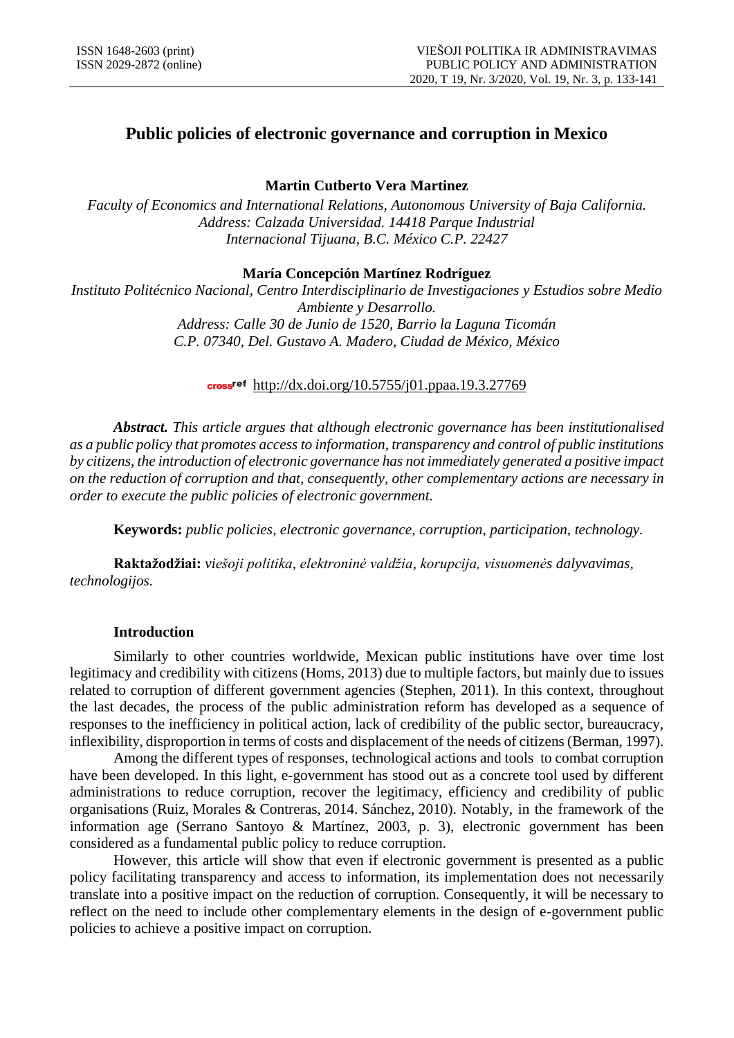# Public policies of electronic governance and corruption in Mexico

**Martin Cutberto Vera Martinez**

*Faculty of Economics and International Relations, Autonomous University of Baja California. Address: Calzada Universidad. 14418 Parque Industrial Internacional Tijuana, B.C. México C.P. 22427*

**María Concepción Martínez Rodríguez**

*Instituto Politécnico Nacional, Centro Interdisciplinario de Investigaciones y Estudios sobre Medio Ambiente y Desarrollo. Address: Calle 30 de Junio de 1520, Barrio la Laguna Ticomán C.P. 07340, Del. Gustavo A. Madero, Ciudad de México, México*

crossref http://dx.doi.org/10.5755/j01.ppaa.19.3.27769

***Abstract.*** *This article argues that although electronic governance has been institutionalised as a public policy that promotes access to information, transparency and control of public institutions by citizens, the introduction of electronic governance has not immediately generated a positive impact on the reduction of corruption and that, consequently, other complementary actions are necessary in order to execute the public policies of electronic government.*

**Keywords:** *public policies, electronic governance, corruption, participation, technology.*

**Raktažodžiai:** *viešoji politika, elektroninė valdžia, korupcija, visuomenės dalyvavimas, technologijos.*

## Introduction

Similarly to other countries worldwide, Mexican public institutions have over time lost legitimacy and credibility with citizens (Homs, 2013) due to multiple factors, but mainly due to issues related to corruption of different government agencies (Stephen, 2011). In this context, throughout the last decades, the process of the public administration reform has developed as a sequence of responses to the inefficiency in political action, lack of credibility of the public sector, bureaucracy, inflexibility, disproportion in terms of costs and displacement of the needs of citizens (Berman, 1997).

Among the different types of responses, technological actions and tools to combat corruption have been developed. In this light, e-government has stood out as a concrete tool used by different administrations to reduce corruption, recover the legitimacy, efficiency and credibility of public organisations (Ruiz, Morales & Contreras, 2014. Sánchez, 2010). Notably, in the framework of the information age (Serrano Santoyo & Martínez, 2003, p. 3), electronic government has been considered as a fundamental public policy to reduce corruption.

However, this article will show that even if electronic government is presented as a public policy facilitating transparency and access to information, its implementation does not necessarily translate into a positive impact on the reduction of corruption. Consequently, it will be necessary to reflect on the need to include other complementary elements in the design of e-government public policies to achieve a positive impact on corruption.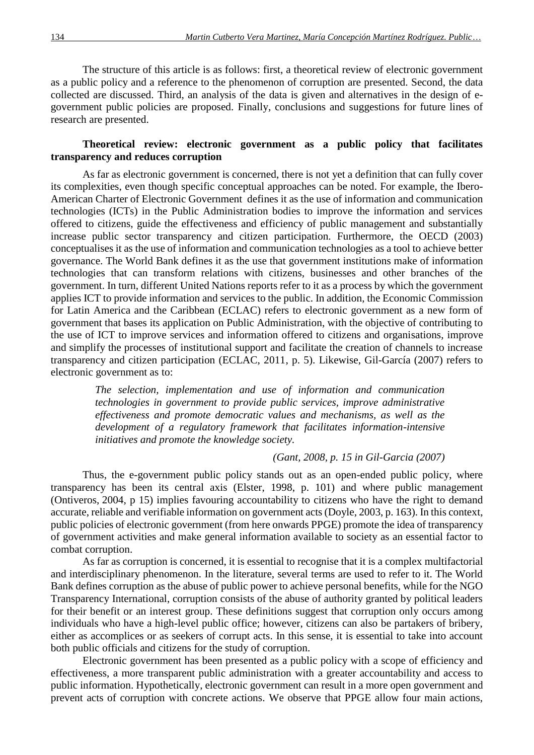The structure of this article is as follows: first, a theoretical review of electronic government as a public policy and a reference to the phenomenon of corruption are presented. Second, the data collected are discussed. Third, an analysis of the data is given and alternatives in the design of e-government public policies are proposed. Finally, conclusions and suggestions for future lines of research are presented.

## Theoretical review: electronic government as a public policy that facilitates transparency and reduces corruption

As far as electronic government is concerned, there is not yet a definition that can fully cover its complexities, even though specific conceptual approaches can be noted. For example, the Ibero-American Charter of Electronic Government defines it as the use of information and communication technologies (ICTs) in the Public Administration bodies to improve the information and services offered to citizens, guide the effectiveness and efficiency of public management and substantially increase public sector transparency and citizen participation. Furthermore, the OECD (2003) conceptualises it as the use of information and communication technologies as a tool to achieve better governance. The World Bank defines it as the use that government institutions make of information technologies that can transform relations with citizens, businesses and other branches of the government. In turn, different United Nations reports refer to it as a process by which the government applies ICT to provide information and services to the public. In addition, the Economic Commission for Latin America and the Caribbean (ECLAC) refers to electronic government as a new form of government that bases its application on Public Administration, with the objective of contributing to the use of ICT to improve services and information offered to citizens and organisations, improve and simplify the processes of institutional support and facilitate the creation of channels to increase transparency and citizen participation (ECLAC, 2011, p. 5). Likewise, Gil-García (2007) refers to electronic government as to:

> *The selection, implementation and use of information and communication technologies in government to provide public services, improve administrative effectiveness and promote democratic values and mechanisms, as well as the development of a regulatory framework that facilitates information-intensive initiatives and promote the knowledge society.*
>
> *(Gant, 2008, p. 15 in Gil-Garcia (2007)*

Thus, the e-government public policy stands out as an open-ended public policy, where transparency has been its central axis (Elster, 1998, p. 101) and where public management (Ontiveros, 2004, p 15) implies favouring accountability to citizens who have the right to demand accurate, reliable and verifiable information on government acts (Doyle, 2003, p. 163). In this context, public policies of electronic government (from here onwards PPGE) promote the idea of transparency of government activities and make general information available to society as an essential factor to combat corruption.

As far as corruption is concerned, it is essential to recognise that it is a complex multifactorial and interdisciplinary phenomenon. In the literature, several terms are used to refer to it. The World Bank defines corruption as the abuse of public power to achieve personal benefits, while for the NGO Transparency International, corruption consists of the abuse of authority granted by political leaders for their benefit or an interest group. These definitions suggest that corruption only occurs among individuals who have a high-level public office; however, citizens can also be partakers of bribery, either as accomplices or as seekers of corrupt acts. In this sense, it is essential to take into account both public officials and citizens for the study of corruption.

Electronic government has been presented as a public policy with a scope of efficiency and effectiveness, a more transparent public administration with a greater accountability and access to public information. Hypothetically, electronic government can result in a more open government and prevent acts of corruption with concrete actions. We observe that PPGE allow four main actions,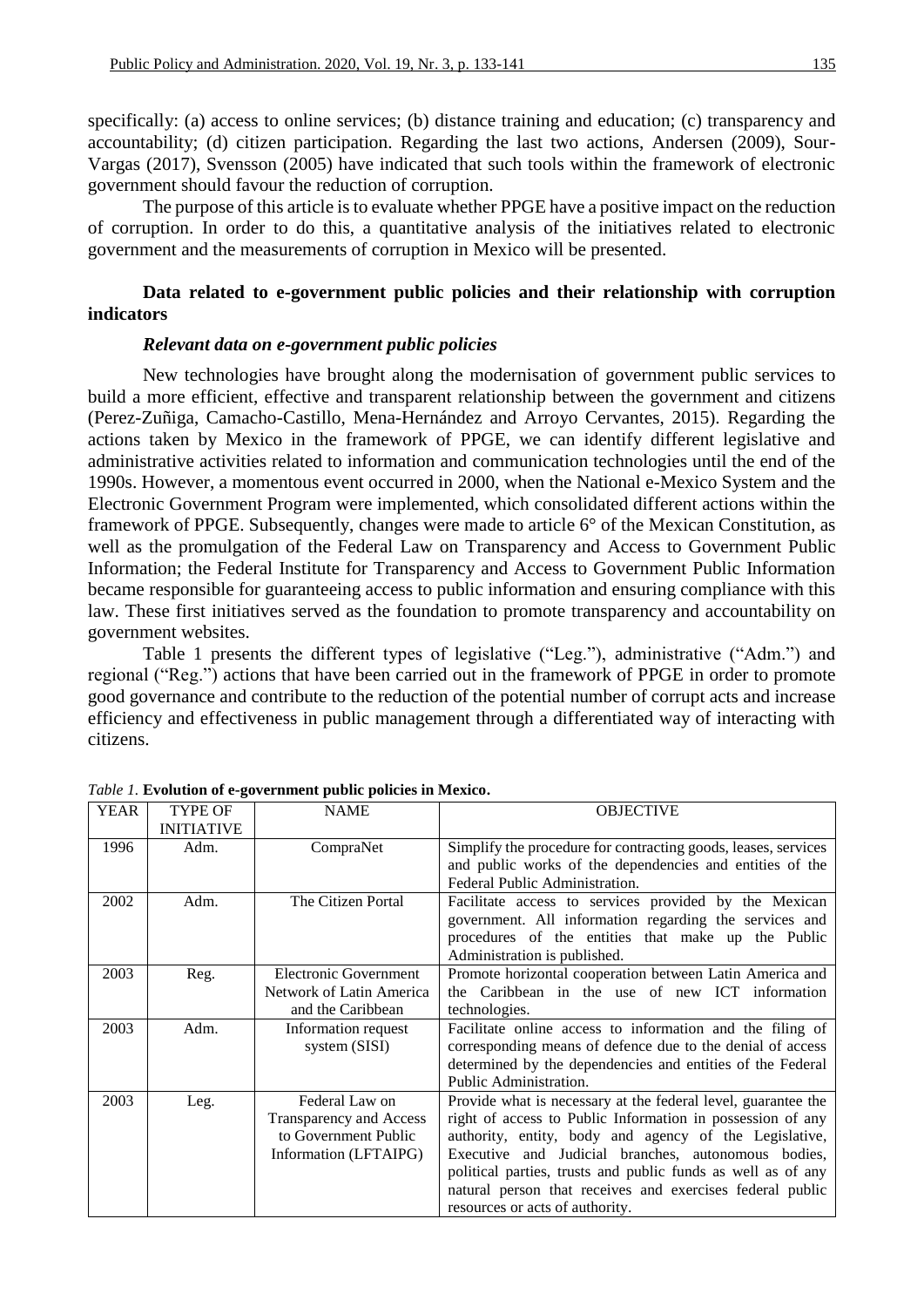specifically: (a) access to online services; (b) distance training and education; (c) transparency and accountability; (d) citizen participation. Regarding the last two actions, Andersen (2009), Sour-Vargas (2017), Svensson (2005) have indicated that such tools within the framework of electronic government should favour the reduction of corruption.

The purpose of this article is to evaluate whether PPGE have a positive impact on the reduction of corruption. In order to do this, a quantitative analysis of the initiatives related to electronic government and the measurements of corruption in Mexico will be presented.

## Data related to e-government public policies and their relationship with corruption indicators

### *Relevant data on e-government public policies*

New technologies have brought along the modernisation of government public services to build a more efficient, effective and transparent relationship between the government and citizens (Perez-Zuñiga, Camacho-Castillo, Mena-Hernández and Arroyo Cervantes, 2015). Regarding the actions taken by Mexico in the framework of PPGE, we can identify different legislative and administrative activities related to information and communication technologies until the end of the 1990s. However, a momentous event occurred in 2000, when the National e-Mexico System and the Electronic Government Program were implemented, which consolidated different actions within the framework of PPGE. Subsequently, changes were made to article 6° of the Mexican Constitution, as well as the promulgation of the Federal Law on Transparency and Access to Government Public Information; the Federal Institute for Transparency and Access to Government Public Information became responsible for guaranteeing access to public information and ensuring compliance with this law. These first initiatives served as the foundation to promote transparency and accountability on government websites.

Table 1 presents the different types of legislative ("Leg."), administrative ("Adm.") and regional ("Reg.") actions that have been carried out in the framework of PPGE in order to promote good governance and contribute to the reduction of the potential number of corrupt acts and increase efficiency and effectiveness in public management through a differentiated way of interacting with citizens.

*Table 1.* **Evolution of e-government public policies in Mexico.**

| YEAR | TYPE OF INITIATIVE | NAME | OBJECTIVE |
|---|---|---|---|
| 1996 | Adm. | CompraNet | Simplify the procedure for contracting goods, leases, services and public works of the dependencies and entities of the Federal Public Administration. |
| 2002 | Adm. | The Citizen Portal | Facilitate access to services provided by the Mexican government. All information regarding the services and procedures of the entities that make up the Public Administration is published. |
| 2003 | Reg. | Electronic Government Network of Latin America and the Caribbean | Promote horizontal cooperation between Latin America and the Caribbean in the use of new ICT information technologies. |
| 2003 | Adm. | Information request system (SISI) | Facilitate online access to information and the filing of corresponding means of defence due to the denial of access determined by the dependencies and entities of the Federal Public Administration. |
| 2003 | Leg. | Federal Law on Transparency and Access to Government Public Information (LFTAIPG) | Provide what is necessary at the federal level, guarantee the right of access to Public Information in possession of any authority, entity, body and agency of the Legislative, Executive and Judicial branches, autonomous bodies, political parties, trusts and public funds as well as of any natural person that receives and exercises federal public resources or acts of authority. |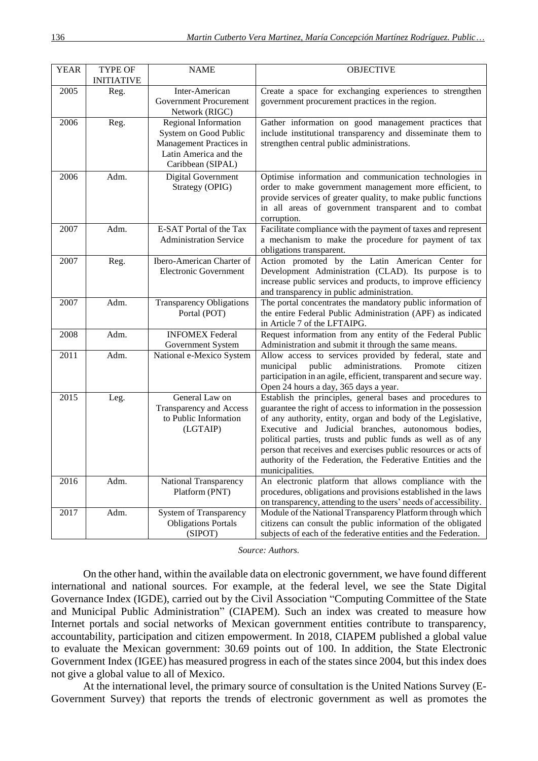| YEAR | TYPE OF INITIATIVE | NAME | OBJECTIVE |
|---|---|---|---|
| 2005 | Reg. | Inter-American Government Procurement Network (RIGC) | Create a space for exchanging experiences to strengthen government procurement practices in the region. |
| 2006 | Reg. | Regional Information System on Good Public Management Practices in Latin America and the Caribbean (SIPAL) | Gather information on good management practices that include institutional transparency and disseminate them to strengthen central public administrations. |
| 2006 | Adm. | Digital Government Strategy (OPIG) | Optimise information and communication technologies in order to make government management more efficient, to provide services of greater quality, to make public functions in all areas of government transparent and to combat corruption. |
| 2007 | Adm. | E-SAT Portal of the Tax Administration Service | Facilitate compliance with the payment of taxes and represent a mechanism to make the procedure for payment of tax obligations transparent. |
| 2007 | Reg. | Ibero-American Charter of Electronic Government | Action promoted by the Latin American Center for Development Administration (CLAD). Its purpose is to increase public services and products, to improve efficiency and transparency in public administration. |
| 2007 | Adm. | Transparency Obligations Portal (POT) | The portal concentrates the mandatory public information of the entire Federal Public Administration (APF) as indicated in Article 7 of the LFTAIPG. |
| 2008 | Adm. | INFOMEX Federal Government System | Request information from any entity of the Federal Public Administration and submit it through the same means. |
| 2011 | Adm. | National e-Mexico System | Allow access to services provided by federal, state and municipal public administrations. Promote citizen participation in an agile, efficient, transparent and secure way. Open 24 hours a day, 365 days a year. |
| 2015 | Leg. | General Law on Transparency and Access to Public Information (LGTAIP) | Establish the principles, general bases and procedures to guarantee the right of access to information in the possession of any authority, entity, organ and body of the Legislative, Executive and Judicial branches, autonomous bodies, political parties, trusts and public funds as well as of any person that receives and exercises public resources or acts of authority of the Federation, the Federative Entities and the municipalities. |
| 2016 | Adm. | National Transparency Platform (PNT) | An electronic platform that allows compliance with the procedures, obligations and provisions established in the laws on transparency, attending to the users' needs of accessibility. |
| 2017 | Adm. | System of Transparency Obligations Portals (SIPOT) | Module of the National Transparency Platform through which citizens can consult the public information of the obligated subjects of each of the federative entities and the Federation. |

*Source: Authors.*

On the other hand, within the available data on electronic government, we have found different international and national sources. For example, at the federal level, we see the State Digital Governance Index (IGDE), carried out by the Civil Association "Computing Committee of the State and Municipal Public Administration" (CIAPEM). Such an index was created to measure how Internet portals and social networks of Mexican government entities contribute to transparency, accountability, participation and citizen empowerment. In 2018, CIAPEM published a global value to evaluate the Mexican government: 30.69 points out of 100. In addition, the State Electronic Government Index (IGEE) has measured progress in each of the states since 2004, but this index does not give a global value to all of Mexico.

At the international level, the primary source of consultation is the United Nations Survey (E-Government Survey) that reports the trends of electronic government as well as promotes the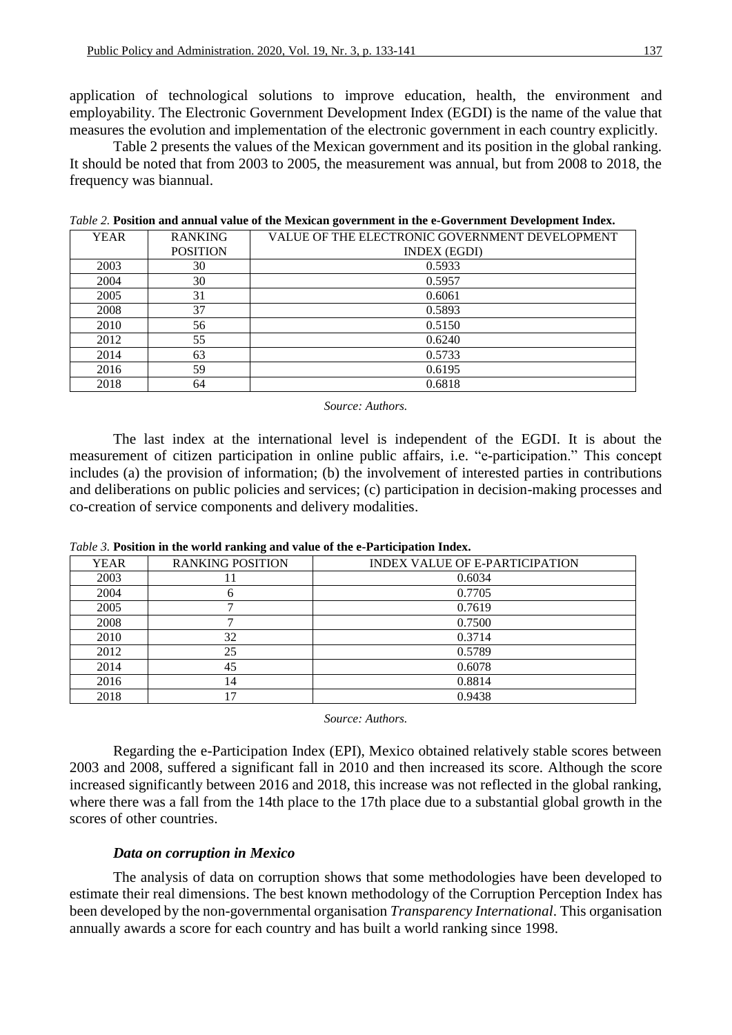application of technological solutions to improve education, health, the environment and employability. The Electronic Government Development Index (EGDI) is the name of the value that measures the evolution and implementation of the electronic government in each country explicitly.

Table 2 presents the values of the Mexican government and its position in the global ranking. It should be noted that from 2003 to 2005, the measurement was annual, but from 2008 to 2018, the frequency was biannual.

*Table 2.* **Position and annual value of the Mexican government in the e-Government Development Index.**

| YEAR | RANKING POSITION | VALUE OF THE ELECTRONIC GOVERNMENT DEVELOPMENT INDEX (EGDI) |
|---|---|---|
| 2003 | 30 | 0.5933 |
| 2004 | 30 | 0.5957 |
| 2005 | 31 | 0.6061 |
| 2008 | 37 | 0.5893 |
| 2010 | 56 | 0.5150 |
| 2012 | 55 | 0.6240 |
| 2014 | 63 | 0.5733 |
| 2016 | 59 | 0.6195 |
| 2018 | 64 | 0.6818 |

*Source: Authors.*

The last index at the international level is independent of the EGDI. It is about the measurement of citizen participation in online public affairs, i.e. "e-participation." This concept includes (a) the provision of information; (b) the involvement of interested parties in contributions and deliberations on public policies and services; (c) participation in decision-making processes and co-creation of service components and delivery modalities.

*Table 3.* **Position in the world ranking and value of the e-Participation Index.**

| YEAR | RANKING POSITION | INDEX VALUE OF E-PARTICIPATION |
|---|---|---|
| 2003 | 11 | 0.6034 |
| 2004 | 6 | 0.7705 |
| 2005 | 7 | 0.7619 |
| 2008 | 7 | 0.7500 |
| 2010 | 32 | 0.3714 |
| 2012 | 25 | 0.5789 |
| 2014 | 45 | 0.6078 |
| 2016 | 14 | 0.8814 |
| 2018 | 17 | 0.9438 |

*Source: Authors.*

Regarding the e-Participation Index (EPI), Mexico obtained relatively stable scores between 2003 and 2008, suffered a significant fall in 2010 and then increased its score. Although the score increased significantly between 2016 and 2018, this increase was not reflected in the global ranking, where there was a fall from the 14th place to the 17th place due to a substantial global growth in the scores of other countries.

### *Data on corruption in Mexico*

The analysis of data on corruption shows that some methodologies have been developed to estimate their real dimensions. The best known methodology of the Corruption Perception Index has been developed by the non-governmental organisation *Transparency International*. This organisation annually awards a score for each country and has built a world ranking since 1998.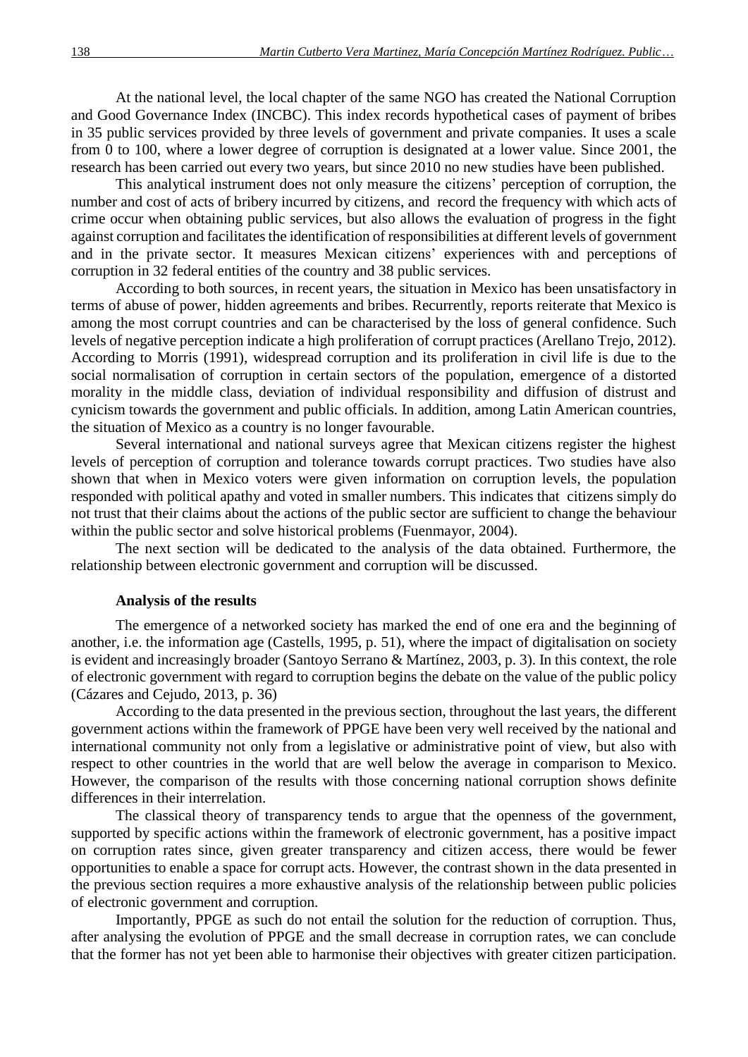At the national level, the local chapter of the same NGO has created the National Corruption and Good Governance Index (INCBC). This index records hypothetical cases of payment of bribes in 35 public services provided by three levels of government and private companies. It uses a scale from 0 to 100, where a lower degree of corruption is designated at a lower value. Since 2001, the research has been carried out every two years, but since 2010 no new studies have been published.

This analytical instrument does not only measure the citizens' perception of corruption, the number and cost of acts of bribery incurred by citizens, and record the frequency with which acts of crime occur when obtaining public services, but also allows the evaluation of progress in the fight against corruption and facilitates the identification of responsibilities at different levels of government and in the private sector. It measures Mexican citizens' experiences with and perceptions of corruption in 32 federal entities of the country and 38 public services.

According to both sources, in recent years, the situation in Mexico has been unsatisfactory in terms of abuse of power, hidden agreements and bribes. Recurrently, reports reiterate that Mexico is among the most corrupt countries and can be characterised by the loss of general confidence. Such levels of negative perception indicate a high proliferation of corrupt practices (Arellano Trejo, 2012). According to Morris (1991), widespread corruption and its proliferation in civil life is due to the social normalisation of corruption in certain sectors of the population, emergence of a distorted morality in the middle class, deviation of individual responsibility and diffusion of distrust and cynicism towards the government and public officials. In addition, among Latin American countries, the situation of Mexico as a country is no longer favourable.

Several international and national surveys agree that Mexican citizens register the highest levels of perception of corruption and tolerance towards corrupt practices. Two studies have also shown that when in Mexico voters were given information on corruption levels, the population responded with political apathy and voted in smaller numbers. This indicates that citizens simply do not trust that their claims about the actions of the public sector are sufficient to change the behaviour within the public sector and solve historical problems (Fuenmayor, 2004).

The next section will be dedicated to the analysis of the data obtained. Furthermore, the relationship between electronic government and corruption will be discussed.

### Analysis of the results

The emergence of a networked society has marked the end of one era and the beginning of another, i.e. the information age (Castells, 1995, p. 51), where the impact of digitalisation on society is evident and increasingly broader (Santoyo Serrano & Martínez, 2003, p. 3). In this context, the role of electronic government with regard to corruption begins the debate on the value of the public policy (Cázares and Cejudo, 2013, p. 36)

According to the data presented in the previous section, throughout the last years, the different government actions within the framework of PPGE have been very well received by the national and international community not only from a legislative or administrative point of view, but also with respect to other countries in the world that are well below the average in comparison to Mexico. However, the comparison of the results with those concerning national corruption shows definite differences in their interrelation.

The classical theory of transparency tends to argue that the openness of the government, supported by specific actions within the framework of electronic government, has a positive impact on corruption rates since, given greater transparency and citizen access, there would be fewer opportunities to enable a space for corrupt acts. However, the contrast shown in the data presented in the previous section requires a more exhaustive analysis of the relationship between public policies of electronic government and corruption.

Importantly, PPGE as such do not entail the solution for the reduction of corruption. Thus, after analysing the evolution of PPGE and the small decrease in corruption rates, we can conclude that the former has not yet been able to harmonise their objectives with greater citizen participation.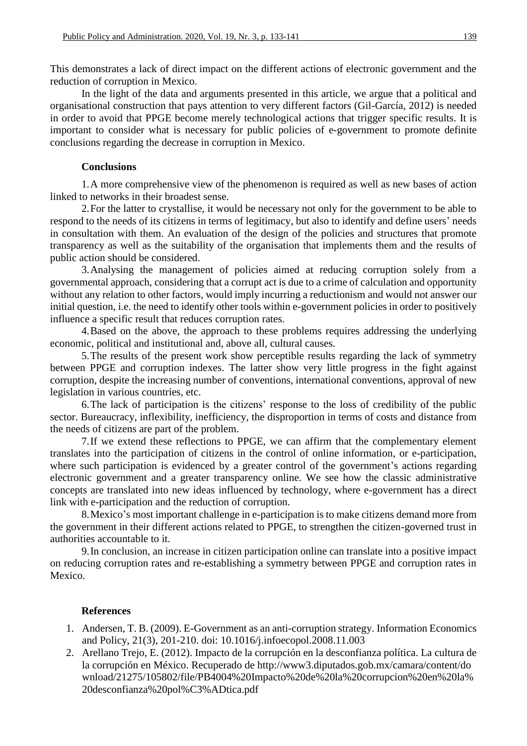This demonstrates a lack of direct impact on the different actions of electronic government and the reduction of corruption in Mexico.

In the light of the data and arguments presented in this article, we argue that a political and organisational construction that pays attention to very different factors (Gil-García, 2012) is needed in order to avoid that PPGE become merely technological actions that trigger specific results. It is important to consider what is necessary for public policies of e-government to promote definite conclusions regarding the decrease in corruption in Mexico.

## Conclusions

1. A more comprehensive view of the phenomenon is required as well as new bases of action linked to networks in their broadest sense.
2. For the latter to crystallise, it would be necessary not only for the government to be able to respond to the needs of its citizens in terms of legitimacy, but also to identify and define users' needs in consultation with them. An evaluation of the design of the policies and structures that promote transparency as well as the suitability of the organisation that implements them and the results of public action should be considered.
3. Analysing the management of policies aimed at reducing corruption solely from a governmental approach, considering that a corrupt act is due to a crime of calculation and opportunity without any relation to other factors, would imply incurring a reductionism and would not answer our initial question, i.e. the need to identify other tools within e-government policies in order to positively influence a specific result that reduces corruption rates.
4. Based on the above, the approach to these problems requires addressing the underlying economic, political and institutional and, above all, cultural causes.
5. The results of the present work show perceptible results regarding the lack of symmetry between PPGE and corruption indexes. The latter show very little progress in the fight against corruption, despite the increasing number of conventions, international conventions, approval of new legislation in various countries, etc.
6. The lack of participation is the citizens' response to the loss of credibility of the public sector. Bureaucracy, inflexibility, inefficiency, the disproportion in terms of costs and distance from the needs of citizens are part of the problem.
7. If we extend these reflections to PPGE, we can affirm that the complementary element translates into the participation of citizens in the control of online information, or e-participation, where such participation is evidenced by a greater control of the government's actions regarding electronic government and a greater transparency online. We see how the classic administrative concepts are translated into new ideas influenced by technology, where e-government has a direct link with e-participation and the reduction of corruption.
8. Mexico's most important challenge in e-participation is to make citizens demand more from the government in their different actions related to PPGE, to strengthen the citizen-governed trust in authorities accountable to it.
9. In conclusion, an increase in citizen participation online can translate into a positive impact on reducing corruption rates and re-establishing a symmetry between PPGE and corruption rates in Mexico.

## References

1. Andersen, T. B. (2009). E-Government as an anti-corruption strategy. Information Economics and Policy, 21(3), 201-210. doi: 10.1016/j.infoecopol.2008.11.003
2. Arellano Trejo, E. (2012). Impacto de la corrupción en la desconfianza política. La cultura de la corrupción en México. Recuperado de http://www3.diputados.gob.mx/camara/content/download/21275/105802/file/PB4004%20Impacto%20de%20la%20corrupcion%20en%20la%20desconfianza%20pol%C3%ADtica.pdf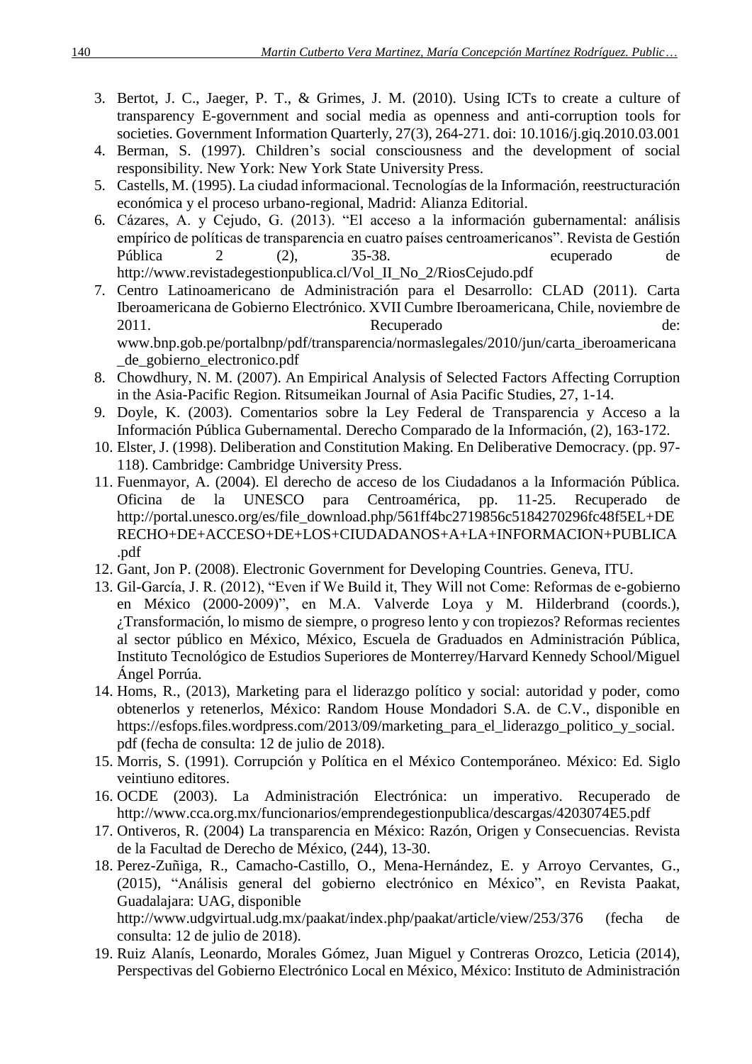3. Bertot, J. C., Jaeger, P. T., & Grimes, J. M. (2010). Using ICTs to create a culture of transparency E-government and social media as openness and anti-corruption tools for societies. Government Information Quarterly, 27(3), 264-271. doi: 10.1016/j.giq.2010.03.001
4. Berman, S. (1997). Children's social consciousness and the development of social responsibility. New York: New York State University Press.
5. Castells, M. (1995). La ciudad informacional. Tecnologías de la Información, reestructuración económica y el proceso urbano-regional, Madrid: Alianza Editorial.
6. Cázares, A. y Cejudo, G. (2013). "El acceso a la información gubernamental: análisis empírico de políticas de transparencia en cuatro países centroamericanos". Revista de Gestión Pública 2 (2), 35-38. ecuperado de http://www.revistadegestionpublica.cl/Vol_II_No_2/RiosCejudo.pdf
7. Centro Latinoamericano de Administración para el Desarrollo: CLAD (2011). Carta Iberoamericana de Gobierno Electrónico. XVII Cumbre Iberoamericana, Chile, noviembre de 2011. Recuperado de: www.bnp.gob.pe/portalbnp/pdf/transparencia/normaslegales/2010/jun/carta_iberoamericana_de_gobierno_electronico.pdf
8. Chowdhury, N. M. (2007). An Empirical Analysis of Selected Factors Affecting Corruption in the Asia-Pacific Region. Ritsumeikan Journal of Asia Pacific Studies, 27, 1-14.
9. Doyle, K. (2003). Comentarios sobre la Ley Federal de Transparencia y Acceso a la Información Pública Gubernamental. Derecho Comparado de la Información, (2), 163-172.
10. Elster, J. (1998). Deliberation and Constitution Making. En Deliberative Democracy. (pp. 97-118). Cambridge: Cambridge University Press.
11. Fuenmayor, A. (2004). El derecho de acceso de los Ciudadanos a la Información Pública. Oficina de la UNESCO para Centroamérica, pp. 11-25. Recuperado de http://portal.unesco.org/es/file_download.php/561ff4bc2719856c5184270296fc48f5EL+DERECHO+DE+ACCESO+DE+LOS+CIUDADANOS+A+LA+INFORMACION+PUBLICA.pdf
12. Gant, Jon P. (2008). Electronic Government for Developing Countries. Geneva, ITU.
13. Gil-García, J. R. (2012), "Even if We Build it, They Will not Come: Reformas de e-gobierno en México (2000-2009)", en M.A. Valverde Loya y M. Hilderbrand (coords.), ¿Transformación, lo mismo de siempre, o progreso lento y con tropiezos? Reformas recientes al sector público en México, México, Escuela de Graduados en Administración Pública, Instituto Tecnológico de Estudios Superiores de Monterrey/Harvard Kennedy School/Miguel Ángel Porrúa.
14. Homs, R., (2013), Marketing para el liderazgo político y social: autoridad y poder, como obtenerlos y retenerlos, México: Random House Mondadori S.A. de C.V., disponible en https://esfops.files.wordpress.com/2013/09/marketing_para_el_liderazgo_politico_y_social.pdf (fecha de consulta: 12 de julio de 2018).
15. Morris, S. (1991). Corrupción y Política en el México Contemporáneo. México: Ed. Siglo veintiuno editores.
16. OCDE (2003). La Administración Electrónica: un imperativo. Recuperado de http://www.cca.org.mx/funcionarios/emprendegestionpublica/descargas/4203074E5.pdf
17. Ontiveros, R. (2004) La transparencia en México: Razón, Origen y Consecuencias. Revista de la Facultad de Derecho de México, (244), 13-30.
18. Perez-Zuñiga, R., Camacho-Castillo, O., Mena-Hernández, E. y Arroyo Cervantes, G., (2015), "Análisis general del gobierno electrónico en México", en Revista Paakat, Guadalajara: UAG, disponible http://www.udgvirtual.udg.mx/paakat/index.php/paakat/article/view/253/376 (fecha de consulta: 12 de julio de 2018).
19. Ruiz Alanís, Leonardo, Morales Gómez, Juan Miguel y Contreras Orozco, Leticia (2014), Perspectivas del Gobierno Electrónico Local en México, México: Instituto de Administración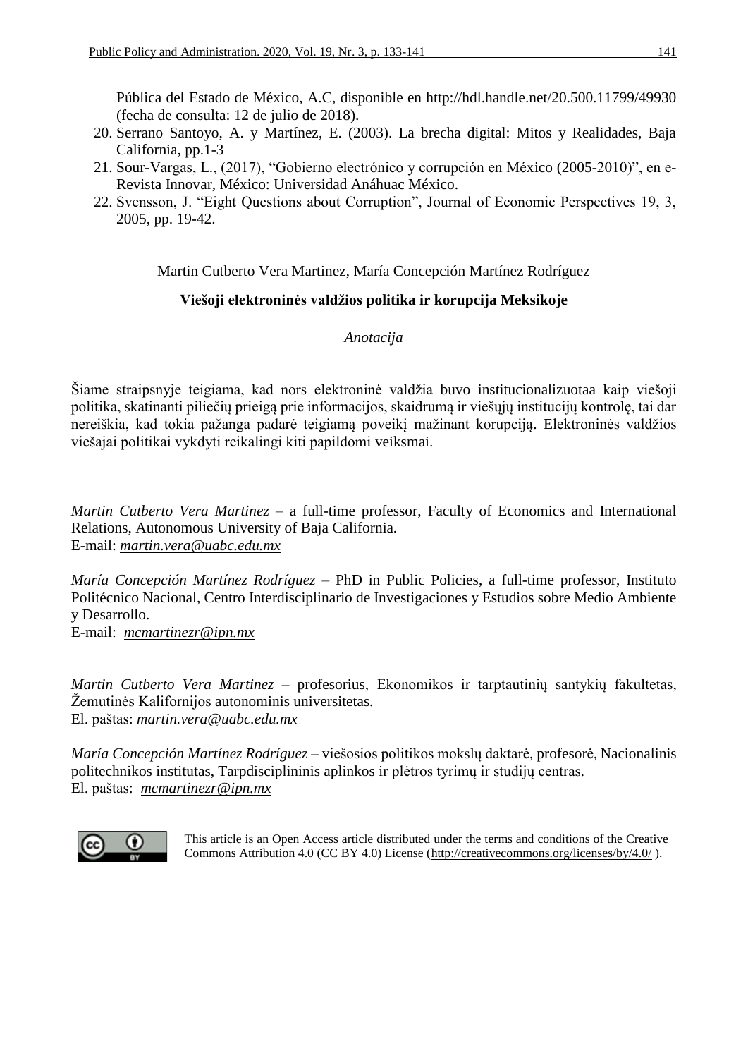Pública del Estado de México, A.C, disponible en http://hdl.handle.net/20.500.11799/49930 (fecha de consulta: 12 de julio de 2018).

20. Serrano Santoyo, A. y Martínez, E. (2003). La brecha digital: Mitos y Realidades, Baja California, pp.1-3
21. Sour-Vargas, L., (2017), "Gobierno electrónico y corrupción en México (2005-2010)", en e-Revista Innovar, México: Universidad Anáhuac México.
22. Svensson, J. "Eight Questions about Corruption", Journal of Economic Perspectives 19, 3, 2005, pp. 19-42.

Martin Cutberto Vera Martinez, María Concepción Martínez Rodríguez

**Viešoji elektroninės valdžios politika ir korupcija Meksikoje**

*Anotacija*

Šiame straipsnyje teigiama, kad nors elektroninė valdžia buvo institucionalizuotaa kaip viešoji politika, skatinanti piliečių prieigą prie informacijos, skaidrumą ir viešųjų institucijų kontrolę, tai dar nereiškia, kad tokia pažanga padarė teigiamą poveikį mažinant korupciją. Elektroninės valdžios viešajai politikai vykdyti reikalingi kiti papildomi veiksmai.

*Martin Cutberto Vera Martinez* – a full-time professor, Faculty of Economics and International Relations, Autonomous University of Baja California.
E-mail: *martin.vera@uabc.edu.mx*

*María Concepción Martínez Rodríguez* – PhD in Public Policies, a full-time professor, Instituto Politécnico Nacional, Centro Interdisciplinario de Investigaciones y Estudios sobre Medio Ambiente y Desarrollo.
E-mail: *mcmartinezr@ipn.mx*

*Martin Cutberto Vera Martinez* – profesorius, Ekonomikos ir tarptautinių santykių fakultetas, Žemutinės Kalifornijos autonominis universitetas.
El. paštas: *martin.vera@uabc.edu.mx*

*María Concepción Martínez Rodríguez* – viešosios politikos mokslų daktarė, profesorė, Nacionalinis politechnikos institutas, Tarpdisciplininis aplinkos ir plėtros tyrimų ir studijų centras.
El. paštas: *mcmartinezr@ipn.mx*

This article is an Open Access article distributed under the terms and conditions of the Creative Commons Attribution 4.0 (CC BY 4.0) License (http://creativecommons.org/licenses/by/4.0/ ).